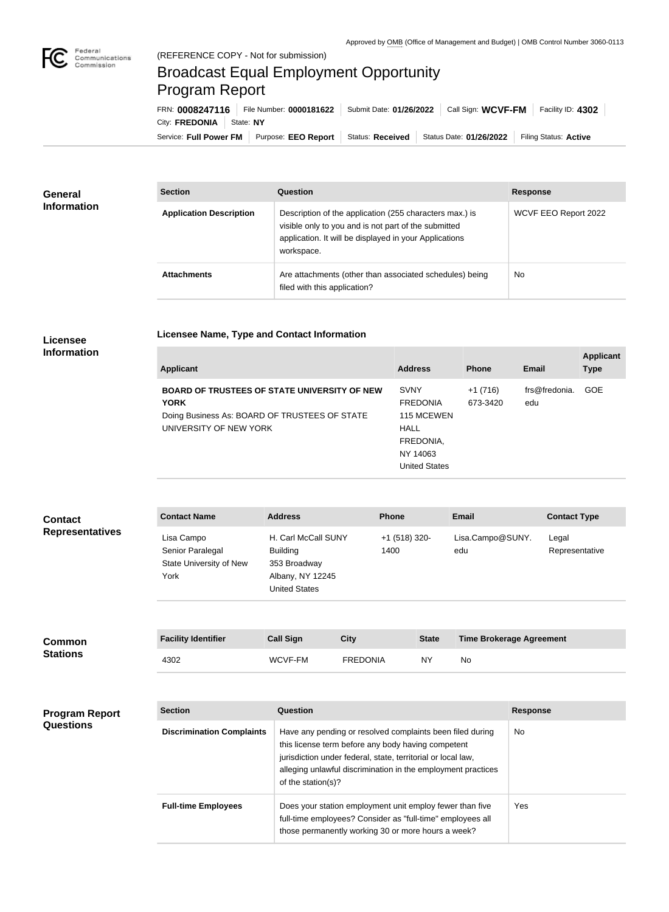Approved by OMB (Office of Management and Budget) | OMB Control Number 3060-0113

Federal Communications Commission

(REFERENCE COPY - Not for submission)

# Broadcast Equal Employment Opportunity Program Report

FRN: **0008247116** | File Number: **0000181622** | Submit Date: **01/26/2022** | Call Sign: **WCVF-FM** | Facility ID: **4302** | City: **FREDONIA** | State: **NY**

Service: **Full Power FM** | Purpose: **EEO Report** | Status: **Received** | Status Date: **01/26/2022** | Filing Status: **Active**

## General Information

| Section | Question | Response |
|---|---|---|
| **Application Description** | Description of the application (255 characters max.) is visible only to you and is not part of the submitted application. It will be displayed in your Applications workspace. | WCVF EEO Report 2022 |
| **Attachments** | Are attachments (other than associated schedules) being filed with this application? | No |

## Licensee Information

### Licensee Name, Type and Contact Information

| Applicant | Address | Phone | Email | Applicant Type |
|---|---|---|---|---|
| **BOARD OF TRUSTEES OF STATE UNIVERSITY OF NEW YORK** Doing Business As: BOARD OF TRUSTEES OF STATE UNIVERSITY OF NEW YORK | SVNY FREDONIA 115 MCEWEN HALL FREDONIA, NY 14063 United States | +1 (716) 673-3420 | frs@fredonia.edu | GOE |

## Contact Representatives

| Contact Name | Address | Phone | Email | Contact Type |
|---|---|---|---|---|
| Lisa Campo Senior Paralegal State University of New York | H. Carl McCall SUNY Building 353 Broadway Albany, NY 12245 United States | +1 (518) 320-1400 | Lisa.Campo@SUNY.edu | Legal Representative |

## Common Stations

| Facility Identifier | Call Sign | City | State | Time Brokerage Agreement |
|---|---|---|---|---|
| 4302 | WCVF-FM | FREDONIA | NY | No |

## Program Report Questions

| Section | Question | Response |
|---|---|---|
| **Discrimination Complaints** | Have any pending or resolved complaints been filed during this license term before any body having competent jurisdiction under federal, state, territorial or local law, alleging unlawful discrimination in the employment practices of the station(s)? | No |
| **Full-time Employees** | Does your station employment unit employ fewer than five full-time employees? Consider as "full-time" employees all those permanently working 30 or more hours a week? | Yes |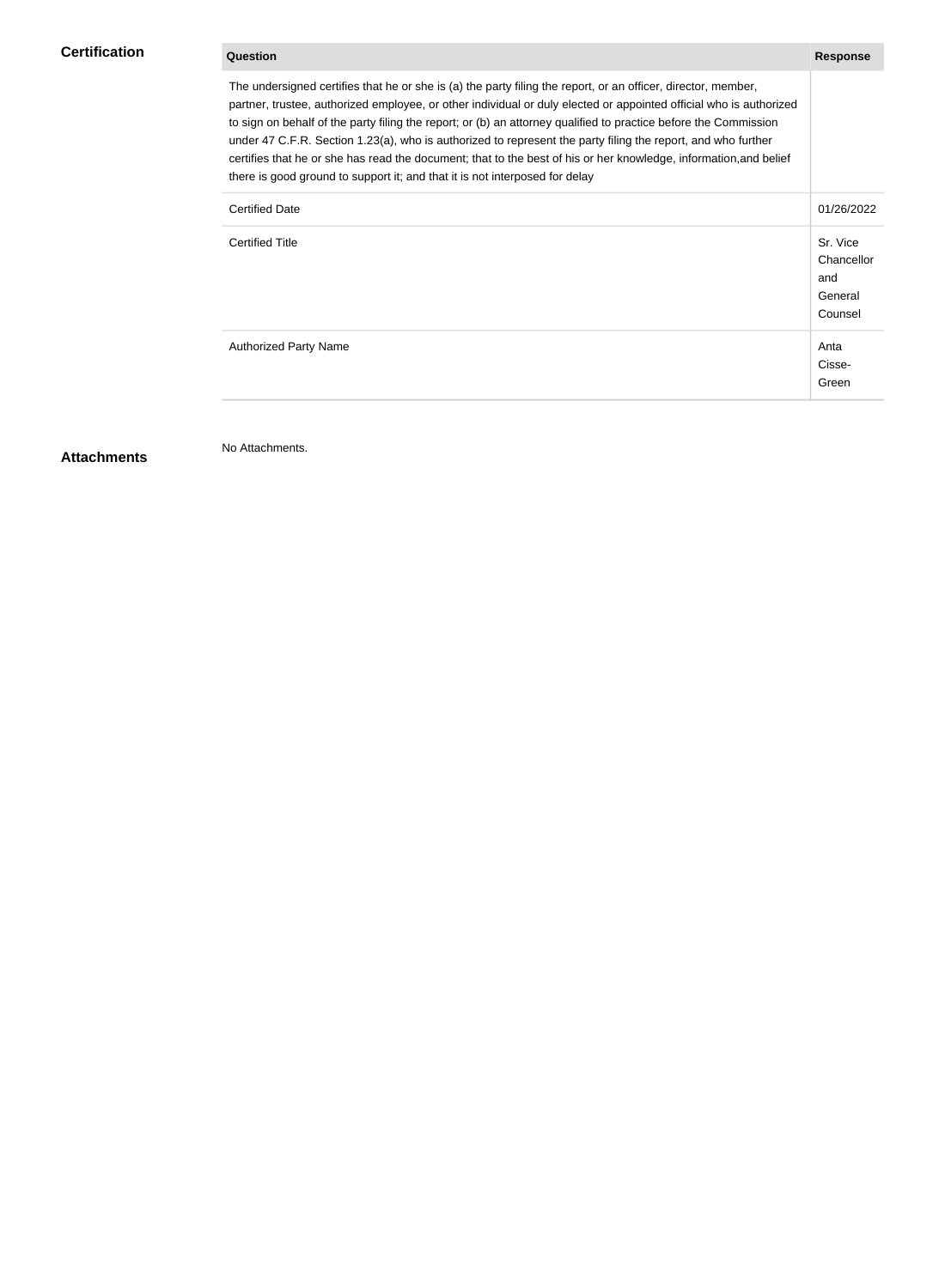## Certification

| Question | Response |
|---|---|
| The undersigned certifies that he or she is (a) the party filing the report, or an officer, director, member, partner, trustee, authorized employee, or other individual or duly elected or appointed official who is authorized to sign on behalf of the party filing the report; or (b) an attorney qualified to practice before the Commission under 47 C.F.R. Section 1.23(a), who is authorized to represent the party filing the report, and who further certifies that he or she has read the document; that to the best of his or her knowledge, information,and belief there is good ground to support it; and that it is not interposed for delay | |
| Certified Date | 01/26/2022 |
| Certified Title | Sr. Vice Chancellor and General Counsel |
| Authorized Party Name | Anta Cisse-Green |

## Attachments

No Attachments.